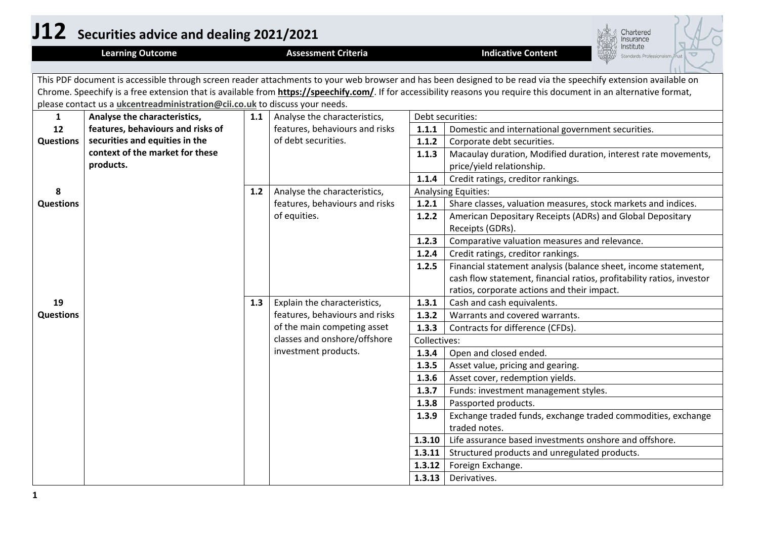# J12 Securities advice and dealing 2021/2021

This PDF document is accessible through screen reader attachments to your web browser and has been designed to be read via the speechify extension available on Chrome. Speechify is a free extension that is available from **https://speechify.com/**. If for accessibility reasons you require this document in an alternative format, please contact us a **ukcentreadministration@cii.co.uk** to discuss your needs.

| | Learning Outcome | | Assessment Criteria | | Indicative Content |
|---|---|---|---|---|---|
| **1**<br>**12 Questions** | **Analyse the characteristics, features, behaviours and risks of securities and equities in the context of the market for these products.** | **1.1** | Analyse the characteristics, features, behaviours and risks of debt securities. | | Debt securities: |
| | | | | **1.1.1** | Domestic and international government securities. |
| | | | | **1.1.2** | Corporate debt securities. |
| | | | | **1.1.3** | Macaulay duration, Modified duration, interest rate movements, price/yield relationship. |
| | | | | **1.1.4** | Credit ratings, creditor rankings. |
| **8 Questions** | | **1.2** | Analyse the characteristics, features, behaviours and risks of equities. | | Analysing Equities: |
| | | | | **1.2.1** | Share classes, valuation measures, stock markets and indices. |
| | | | | **1.2.2** | American Depositary Receipts (ADRs) and Global Depositary Receipts (GDRs). |
| | | | | **1.2.3** | Comparative valuation measures and relevance. |
| | | | | **1.2.4** | Credit ratings, creditor rankings. |
| | | | | **1.2.5** | Financial statement analysis (balance sheet, income statement, cash flow statement, financial ratios, profitability ratios, investor ratios, corporate actions and their impact. |
| **19 Questions** | | **1.3** | Explain the characteristics, features, behaviours and risks of the main competing asset classes and onshore/offshore investment products. | **1.3.1** | Cash and cash equivalents. |
| | | | | **1.3.2** | Warrants and covered warrants. |
| | | | | **1.3.3** | Contracts for difference (CFDs). |
| | | | | | Collectives: |
| | | | | **1.3.4** | Open and closed ended. |
| | | | | **1.3.5** | Asset value, pricing and gearing. |
| | | | | **1.3.6** | Asset cover, redemption yields. |
| | | | | **1.3.7** | Funds: investment management styles. |
| | | | | **1.3.8** | Passported products. |
| | | | | **1.3.9** | Exchange traded funds, exchange traded commodities, exchange traded notes. |
| | | | | **1.3.10** | Life assurance based investments onshore and offshore. |
| | | | | **1.3.11** | Structured products and unregulated products. |
| | | | | **1.3.12** | Foreign Exchange. |
| | | | | **1.3.13** | Derivatives. |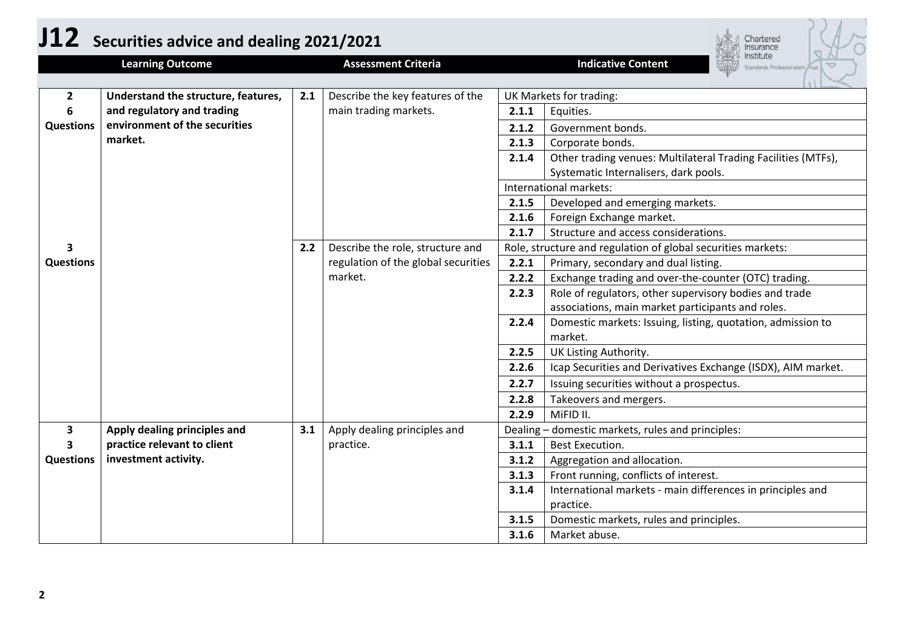# J12 Securities advice and dealing 2021/2021

| Learning Outcome | | Assessment Criteria | | Indicative Content | |
|---|---|---|---|---|---|
| **2** <br> **6** <br> **Questions** | **Understand the structure, features, and regulatory and trading environment of the securities market.** | **2.1** | Describe the key features of the main trading markets. | UK Markets for trading: | |
| | | | | **2.1.1** | Equities. |
| | | | | **2.1.2** | Government bonds. |
| | | | | **2.1.3** | Corporate bonds. |
| | | | | **2.1.4** | Other trading venues: Multilateral Trading Facilities (MTFs), Systematic Internalisers, dark pools. |
| | | | | International markets: | |
| | | | | **2.1.5** | Developed and emerging markets. |
| | | | | **2.1.6** | Foreign Exchange market. |
| | | | | **2.1.7** | Structure and access considerations. |
| **3** <br> **Questions** | | **2.2** | Describe the role, structure and regulation of the global securities market. | Role, structure and regulation of global securities markets: | |
| | | | | **2.2.1** | Primary, secondary and dual listing. |
| | | | | **2.2.2** | Exchange trading and over-the-counter (OTC) trading. |
| | | | | **2.2.3** | Role of regulators, other supervisory bodies and trade associations, main market participants and roles. |
| | | | | **2.2.4** | Domestic markets: Issuing, listing, quotation, admission to market. |
| | | | | **2.2.5** | UK Listing Authority. |
| | | | | **2.2.6** | Icap Securities and Derivatives Exchange (ISDX), AIM market. |
| | | | | **2.2.7** | Issuing securities without a prospectus. |
| | | | | **2.2.8** | Takeovers and mergers. |
| | | | | **2.2.9** | MiFID II. |
| **3** <br> **3** <br> **Questions** | **Apply dealing principles and practice relevant to client investment activity.** | **3.1** | Apply dealing principles and practice. | Dealing – domestic markets, rules and principles: | |
| | | | | **3.1.1** | Best Execution. |
| | | | | **3.1.2** | Aggregation and allocation. |
| | | | | **3.1.3** | Front running, conflicts of interest. |
| | | | | **3.1.4** | International markets - main differences in principles and practice. |
| | | | | **3.1.5** | Domestic markets, rules and principles. |
| | | | | **3.1.6** | Market abuse. |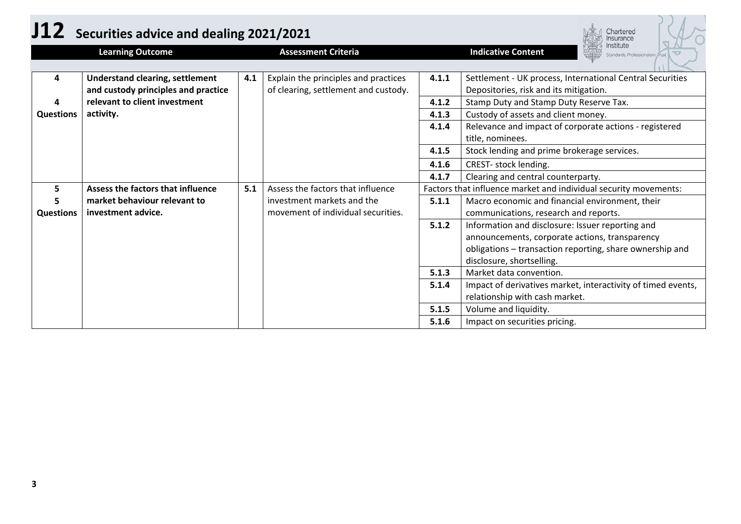# J12 Securities advice and dealing 2021/2021

| Learning Outcome | | | Assessment Criteria | Indicative Content | |
|---|---|---|---|---|---|
| 4<br>4<br>Questions | **Understand clearing, settlement and custody principles and practice relevant to client investment activity.** | 4.1 | Explain the principles and practices of clearing, settlement and custody. | **4.1.1** | Settlement - UK process, International Central Securities Depositories, risk and its mitigation. |
| | | | | **4.1.2** | Stamp Duty and Stamp Duty Reserve Tax. |
| | | | | **4.1.3** | Custody of assets and client money. |
| | | | | **4.1.4** | Relevance and impact of corporate actions - registered title, nominees. |
| | | | | **4.1.5** | Stock lending and prime brokerage services. |
| | | | | **4.1.6** | CREST- stock lending. |
| | | | | **4.1.7** | Clearing and central counterparty. |
| 5<br>5<br>Questions | **Assess the factors that influence market behaviour relevant to investment advice.** | 5.1 | Assess the factors that influence investment markets and the movement of individual securities. | Factors that influence market and individual security movements: | |
| | | | | **5.1.1** | Macro economic and financial environment, their communications, research and reports. |
| | | | | **5.1.2** | Information and disclosure: Issuer reporting and announcements, corporate actions, transparency obligations – transaction reporting, share ownership and disclosure, shortselling. |
| | | | | **5.1.3** | Market data convention. |
| | | | | **5.1.4** | Impact of derivatives market, interactivity of timed events, relationship with cash market. |
| | | | | **5.1.5** | Volume and liquidity. |
| | | | | **5.1.6** | Impact on securities pricing. |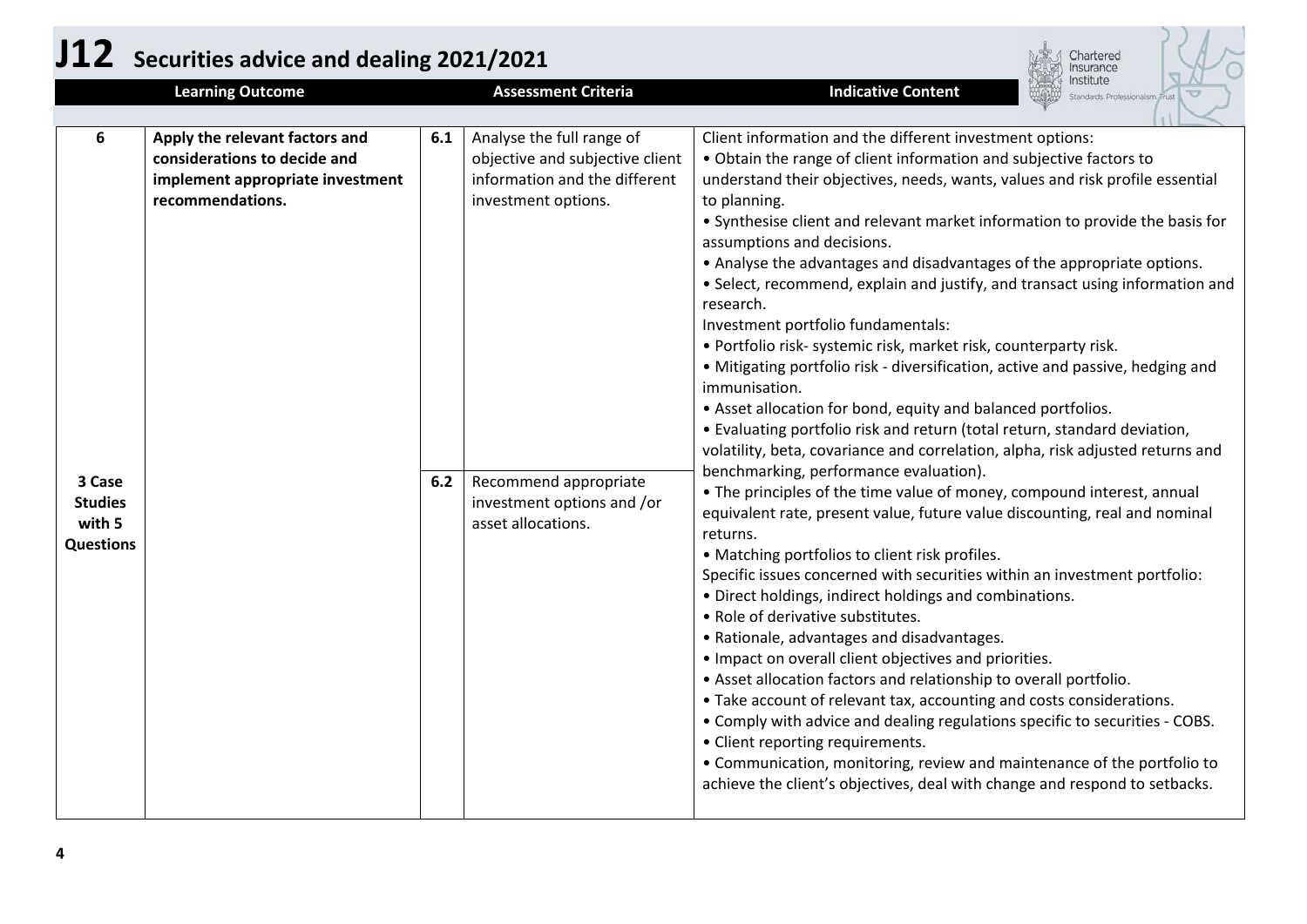# J12 Securities advice and dealing 2021/2021

| Learning Outcome | | Assessment Criteria | | Indicative Content |
|---|---|---|---|---|
| 6<br><br>3 Case Studies with 5 Questions | **Apply the relevant factors and considerations to decide and implement appropriate investment recommendations.** | 6.1 | Analyse the full range of objective and subjective client information and the different investment options. | Client information and the different investment options:<br>• Obtain the range of client information and subjective factors to understand their objectives, needs, wants, values and risk profile essential to planning.<br>• Synthesise client and relevant market information to provide the basis for assumptions and decisions.<br>• Analyse the advantages and disadvantages of the appropriate options.<br>• Select, recommend, explain and justify, and transact using information and research.<br>Investment portfolio fundamentals:<br>• Portfolio risk- systemic risk, market risk, counterparty risk.<br>• Mitigating portfolio risk - diversification, active and passive, hedging and immunisation.<br>• Asset allocation for bond, equity and balanced portfolios.<br>• Evaluating portfolio risk and return (total return, standard deviation, volatility, beta, covariance and correlation, alpha, risk adjusted returns and benchmarking, performance evaluation).<br>• The principles of the time value of money, compound interest, annual equivalent rate, present value, future value discounting, real and nominal returns.<br>• Matching portfolios to client risk profiles.<br>Specific issues concerned with securities within an investment portfolio:<br>• Direct holdings, indirect holdings and combinations.<br>• Role of derivative substitutes.<br>• Rationale, advantages and disadvantages.<br>• Impact on overall client objectives and priorities.<br>• Asset allocation factors and relationship to overall portfolio.<br>• Take account of relevant tax, accounting and costs considerations.<br>• Comply with advice and dealing regulations specific to securities - COBS.<br>• Client reporting requirements.<br>• Communication, monitoring, review and maintenance of the portfolio to achieve the client's objectives, deal with change and respond to setbacks. |
| | | 6.2 | Recommend appropriate investment options and /or asset allocations. | |